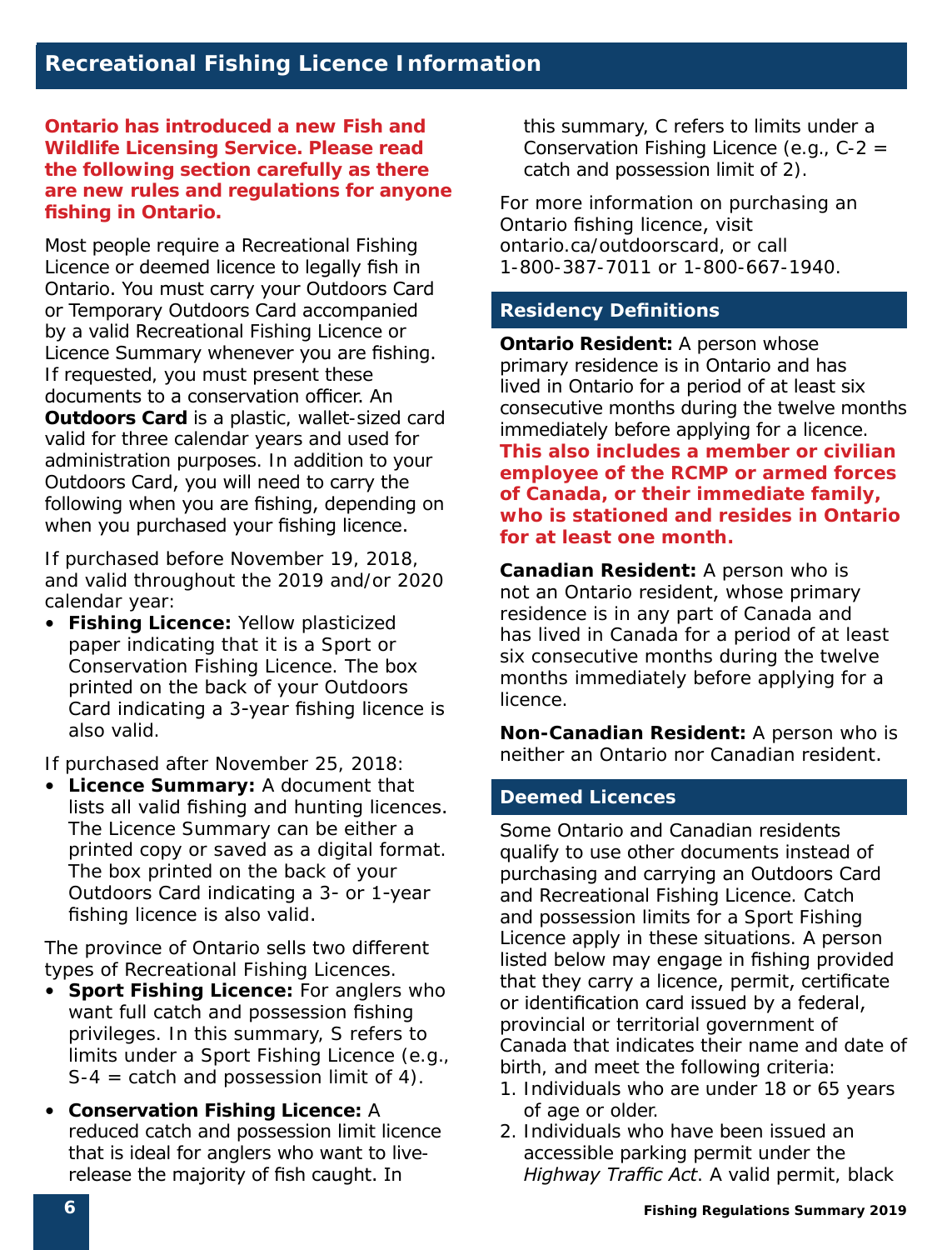## Recreational Fishing Licence Information

**Ontario has introduced a new Fish and Wildlife Licensing Service. Please read the following section carefully as there are new rules and regulations for anyone fishing in Ontario.**

Most people require a Recreational Fishing Licence or deemed licence to legally fish in Ontario. You must carry your Outdoors Card or Temporary Outdoors Card accompanied by a valid Recreational Fishing Licence or Licence Summary whenever you are fishing. If requested, you must present these documents to a conservation officer. An **Outdoors Card** is a plastic, wallet-sized card valid for three calendar years and used for administration purposes. In addition to your Outdoors Card, you will need to carry the following when you are fishing, depending on when you purchased your fishing licence.

If purchased before November 19, 2018, and valid throughout the 2019 and/or 2020 calendar year:

- **Fishing Licence:** Yellow plasticized paper indicating that it is a Sport or Conservation Fishing Licence. The box printed on the back of your Outdoors Card indicating a 3-year fishing licence is also valid.

If purchased after November 25, 2018:

- **Licence Summary:** A document that lists all valid fishing and hunting licences. The Licence Summary can be either a printed copy or saved as a digital format. The box printed on the back of your Outdoors Card indicating a 3- or 1-year fishing licence is also valid.

The province of Ontario sells two different types of Recreational Fishing Licences.

- **Sport Fishing Licence:** For anglers who want full catch and possession fishing privileges. In this summary, S refers to limits under a Sport Fishing Licence (e.g., S-4 = catch and possession limit of 4).
- **Conservation Fishing Licence:** A reduced catch and possession limit licence that is ideal for anglers who want to live-release the majority of fish caught. In this summary, C refers to limits under a Conservation Fishing Licence (e.g., C-2 = catch and possession limit of 2).

For more information on purchasing an Ontario fishing licence, visit ontario.ca/outdoorscard, or call 1-800-387-7011 or 1-800-667-1940.

### Residency Definitions

**Ontario Resident:** A person whose primary residence is in Ontario and has lived in Ontario for a period of at least six consecutive months during the twelve months immediately before applying for a licence. **This also includes a member or civilian employee of the RCMP or armed forces of Canada, or their immediate family, who is stationed and resides in Ontario for at least one month.**

**Canadian Resident:** A person who is not an Ontario resident, whose primary residence is in any part of Canada and has lived in Canada for a period of at least six consecutive months during the twelve months immediately before applying for a licence.

**Non-Canadian Resident:** A person who is neither an Ontario nor Canadian resident.

### Deemed Licences

Some Ontario and Canadian residents qualify to use other documents instead of purchasing and carrying an Outdoors Card and Recreational Fishing Licence. Catch and possession limits for a Sport Fishing Licence apply in these situations. A person listed below may engage in fishing provided that they carry a licence, permit, certificate or identification card issued by a federal, provincial or territorial government of Canada that indicates their name and date of birth, and meet the following criteria:

1. Individuals who are under 18 or 65 years of age or older.
2. Individuals who have been issued an accessible parking permit under the *Highway Traffic Act*. A valid permit, black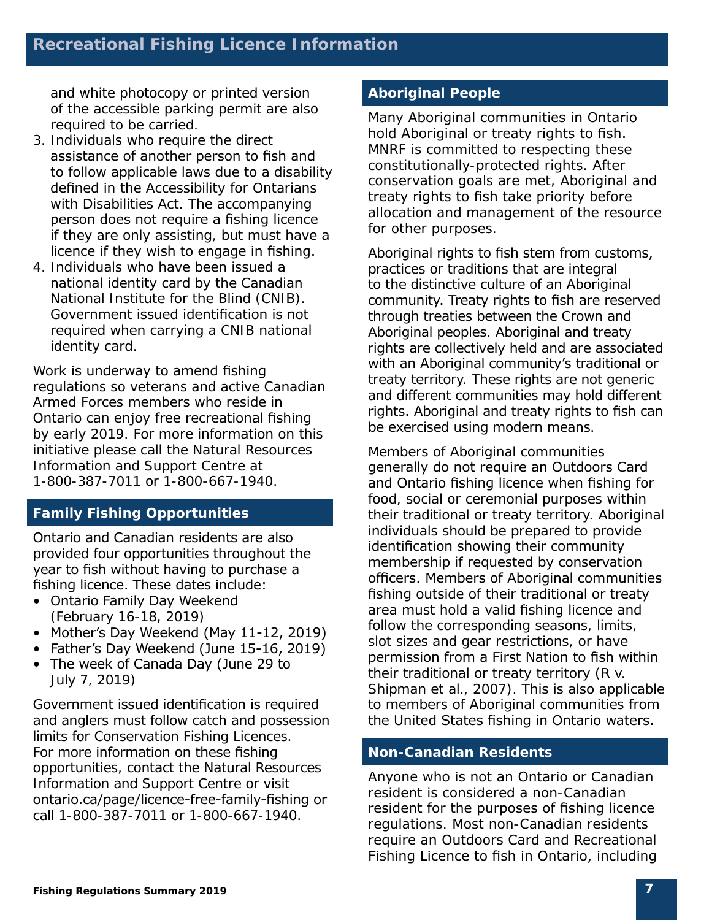and white photocopy or printed version of the accessible parking permit are also required to be carried.

3. Individuals who require the direct assistance of another person to fish and to follow applicable laws due to a disability defined in the Accessibility for Ontarians with Disabilities Act. The accompanying person does not require a fishing licence if they are only assisting, but must have a licence if they wish to engage in fishing.
4. Individuals who have been issued a national identity card by the Canadian National Institute for the Blind (CNIB). Government issued identification is not required when carrying a CNIB national identity card.

Work is underway to amend fishing regulations so veterans and active Canadian Armed Forces members who reside in Ontario can enjoy free recreational fishing by early 2019. For more information on this initiative please call the Natural Resources Information and Support Centre at 1-800-387-7011 or 1-800-667-1940.

## Family Fishing Opportunities

Ontario and Canadian residents are also provided four opportunities throughout the year to fish without having to purchase a fishing licence. These dates include:

- Ontario Family Day Weekend (February 16-18, 2019)
- Mother's Day Weekend (May 11-12, 2019)
- Father's Day Weekend (June 15-16, 2019)
- The week of Canada Day (June 29 to July 7, 2019)

Government issued identification is required and anglers must follow catch and possession limits for Conservation Fishing Licences. For more information on these fishing opportunities, contact the Natural Resources Information and Support Centre or visit ontario.ca/page/licence-free-family-fishing or call 1-800-387-7011 or 1-800-667-1940.

## Aboriginal People

Many Aboriginal communities in Ontario hold Aboriginal or treaty rights to fish. MNRF is committed to respecting these constitutionally-protected rights. After conservation goals are met, Aboriginal and treaty rights to fish take priority before allocation and management of the resource for other purposes.

Aboriginal rights to fish stem from customs, practices or traditions that are integral to the distinctive culture of an Aboriginal community. Treaty rights to fish are reserved through treaties between the Crown and Aboriginal peoples. Aboriginal and treaty rights are collectively held and are associated with an Aboriginal community's traditional or treaty territory. These rights are not generic and different communities may hold different rights. Aboriginal and treaty rights to fish can be exercised using modern means.

Members of Aboriginal communities generally do not require an Outdoors Card and Ontario fishing licence when fishing for food, social or ceremonial purposes within their traditional or treaty territory. Aboriginal individuals should be prepared to provide identification showing their community membership if requested by conservation officers. Members of Aboriginal communities fishing outside of their traditional or treaty area must hold a valid fishing licence and follow the corresponding seasons, limits, slot sizes and gear restrictions, or have permission from a First Nation to fish within their traditional or treaty territory (R v. Shipman et al., 2007). This is also applicable to members of Aboriginal communities from the United States fishing in Ontario waters.

## Non-Canadian Residents

Anyone who is not an Ontario or Canadian resident is considered a non-Canadian resident for the purposes of fishing licence regulations. Most non-Canadian residents require an Outdoors Card and Recreational Fishing Licence to fish in Ontario, including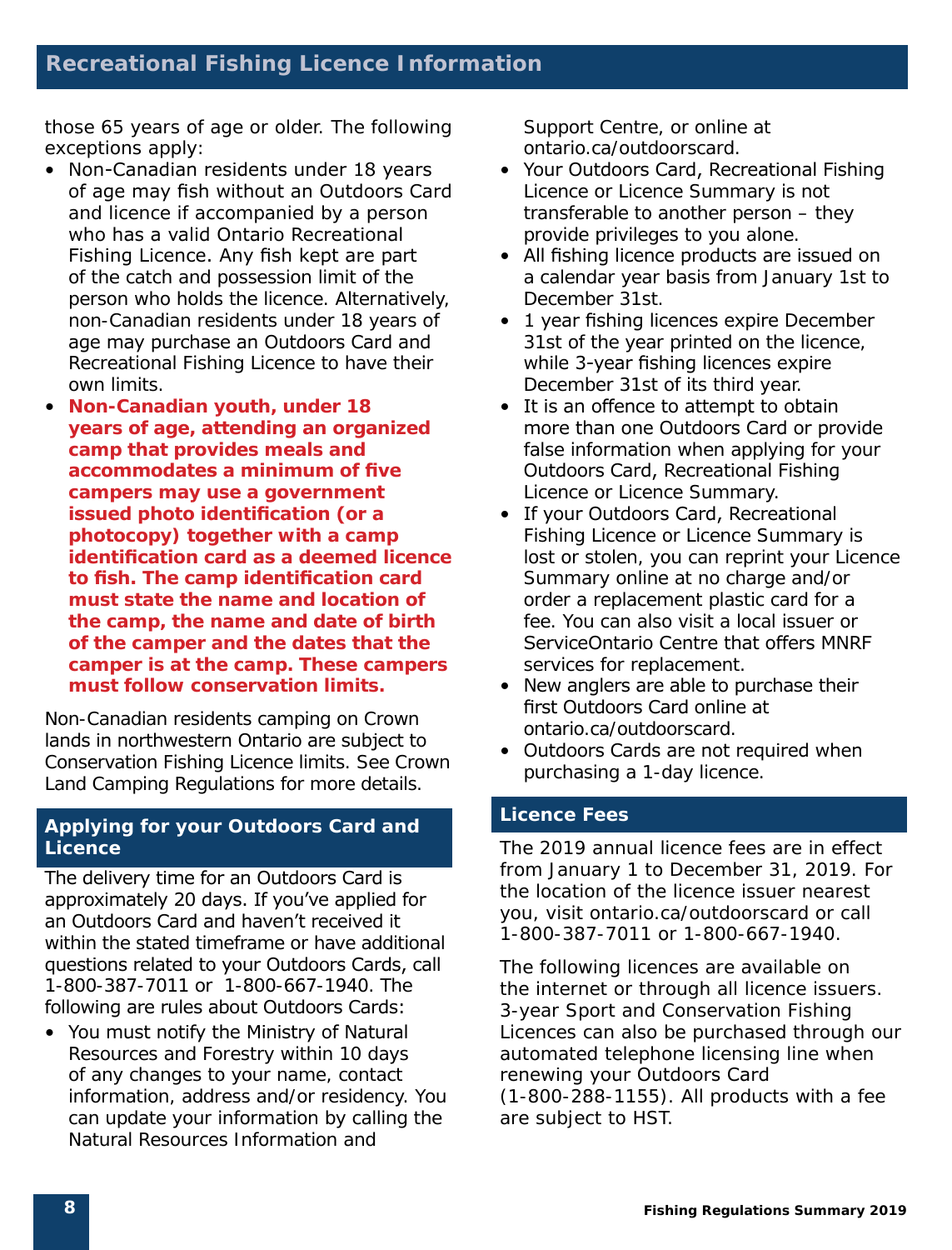## Recreational Fishing Licence Information

those 65 years of age or older. The following exceptions apply:

- Non-Canadian residents under 18 years of age may fish without an Outdoors Card and licence if accompanied by a person who has a valid Ontario Recreational Fishing Licence. Any fish kept are part of the catch and possession limit of the person who holds the licence. Alternatively, non-Canadian residents under 18 years of age may purchase an Outdoors Card and Recreational Fishing Licence to have their own limits.
- **Non-Canadian youth, under 18 years of age, attending an organized camp that provides meals and accommodates a minimum of five campers may use a government issued photo identification (or a photocopy) together with a camp identification card as a deemed licence to fish. The camp identification card must state the name and location of the camp, the name and date of birth of the camper and the dates that the camper is at the camp. These campers must follow conservation limits.**

Non-Canadian residents camping on Crown lands in northwestern Ontario are subject to Conservation Fishing Licence limits. See Crown Land Camping Regulations for more details.

### Applying for your Outdoors Card and Licence

The delivery time for an Outdoors Card is approximately 20 days. If you've applied for an Outdoors Card and haven't received it within the stated timeframe or have additional questions related to your Outdoors Cards, call 1-800-387-7011 or 1-800-667-1940. The following are rules about Outdoors Cards:

- You must notify the Ministry of Natural Resources and Forestry within 10 days of any changes to your name, contact information, address and/or residency. You can update your information by calling the Natural Resources Information and Support Centre, or online at ontario.ca/outdoorscard.
- Your Outdoors Card, Recreational Fishing Licence or Licence Summary is not transferable to another person – they provide privileges to you alone.
- All fishing licence products are issued on a calendar year basis from January 1st to December 31st.
- 1 year fishing licences expire December 31st of the year printed on the licence, while 3-year fishing licences expire December 31st of its third year.
- It is an offence to attempt to obtain more than one Outdoors Card or provide false information when applying for your Outdoors Card, Recreational Fishing Licence or Licence Summary.
- If your Outdoors Card, Recreational Fishing Licence or Licence Summary is lost or stolen, you can reprint your Licence Summary online at no charge and/or order a replacement plastic card for a fee. You can also visit a local issuer or ServiceOntario Centre that offers MNRF services for replacement.
- New anglers are able to purchase their first Outdoors Card online at ontario.ca/outdoorscard.
- Outdoors Cards are not required when purchasing a 1-day licence.

### Licence Fees

The 2019 annual licence fees are in effect from January 1 to December 31, 2019. For the location of the licence issuer nearest you, visit ontario.ca/outdoorscard or call 1-800-387-7011 or 1-800-667-1940.

The following licences are available on the internet or through all licence issuers. 3-year Sport and Conservation Fishing Licences can also be purchased through our automated telephone licensing line when renewing your Outdoors Card (1-800-288-1155). All products with a fee are subject to HST.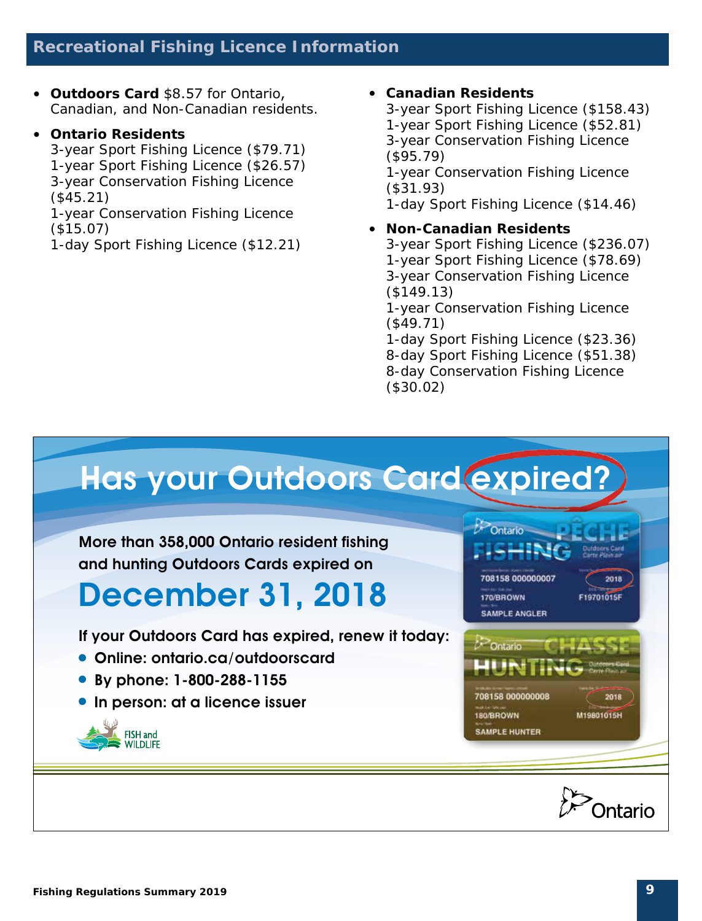## Recreational Fishing Licence Information

- **Outdoors Card** $8.57 for Ontario, Canadian, and Non-Canadian residents.
- **Ontario Residents**
  3-year Sport Fishing Licence ($79.71)
  1-year Sport Fishing Licence ($26.57)
  3-year Conservation Fishing Licence ($45.21)
  1-year Conservation Fishing Licence ($15.07)
  1-day Sport Fishing Licence ($12.21)
- **Canadian Residents**
  3-year Sport Fishing Licence ($158.43)
  1-year Sport Fishing Licence ($52.81)
  3-year Conservation Fishing Licence ($95.79)
  1-year Conservation Fishing Licence ($31.93)
  1-day Sport Fishing Licence ($14.46)
- **Non-Canadian Residents**
  3-year Sport Fishing Licence ($236.07)
  1-year Sport Fishing Licence ($78.69)
  3-year Conservation Fishing Licence ($149.13)
  1-year Conservation Fishing Licence ($49.71)
  1-day Sport Fishing Licence ($23.36)
  8-day Sport Fishing Licence ($51.38)
  8-day Conservation Fishing Licence ($30.02)

# Has your Outdoors Card expired?

**More than 358,000 Ontario resident fishing and hunting Outdoors Cards expired on**

## December 31, 2018

**If your Outdoors Card has expired, renew it today:**

- **Online: ontario.ca/outdoorscard**
- **By phone: 1-800-288-1155**
- **In person: at a licence issuer**

FISH and WILDLIFE

Ontario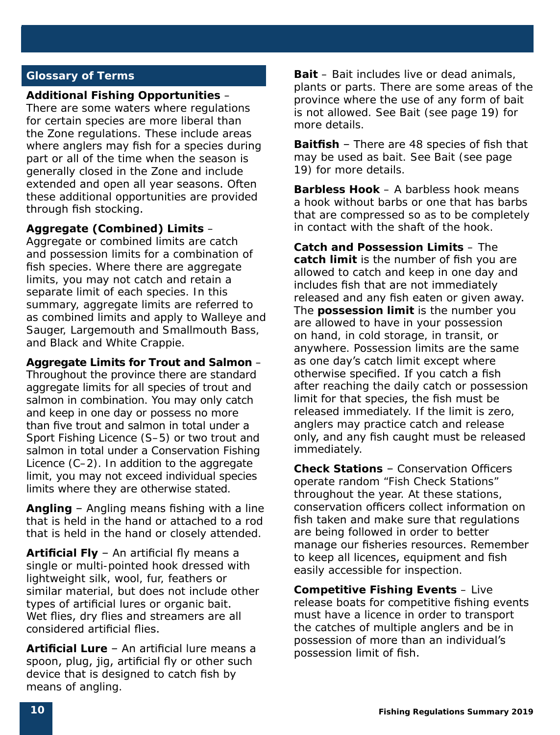## Glossary of Terms

**Additional Fishing Opportunities** – There are some waters where regulations for certain species are more liberal than the Zone regulations. These include areas where anglers may fish for a species during part or all of the time when the season is generally closed in the Zone and include extended and open all year seasons. Often these additional opportunities are provided through fish stocking.

**Aggregate (Combined) Limits** – Aggregate or combined limits are catch and possession limits for a combination of fish species. Where there are aggregate limits, you may not catch and retain a separate limit of each species. In this summary, aggregate limits are referred to as combined limits and apply to Walleye and Sauger, Largemouth and Smallmouth Bass, and Black and White Crappie.

**Aggregate Limits for Trout and Salmon** – Throughout the province there are standard aggregate limits for all species of trout and salmon in combination. You may only catch and keep in one day or possess no more than five trout and salmon in total under a Sport Fishing Licence (S–5) or two trout and salmon in total under a Conservation Fishing Licence (C–2). In addition to the aggregate limit, you may not exceed individual species limits where they are otherwise stated.

**Angling** – Angling means fishing with a line that is held in the hand or attached to a rod that is held in the hand or closely attended.

**Artificial Fly** – An artificial fly means a single or multi-pointed hook dressed with lightweight silk, wool, fur, feathers or similar material, but does not include other types of artificial lures or organic bait. Wet flies, dry flies and streamers are all considered artificial flies.

**Artificial Lure** – An artificial lure means a spoon, plug, jig, artificial fly or other such device that is designed to catch fish by means of angling.

**Bait** – Bait includes live or dead animals, plants or parts. There are some areas of the province where the use of any form of bait is not allowed. See Bait (see page 19) for more details.

**Baitfish** – There are 48 species of fish that may be used as bait. See Bait (see page 19) for more details.

**Barbless Hook** – A barbless hook means a hook without barbs or one that has barbs that are compressed so as to be completely in contact with the shaft of the hook.

**Catch and Possession Limits** – The **catch limit** is the number of fish you are allowed to catch and keep in one day and includes fish that are not immediately released and any fish eaten or given away. The **possession limit** is the number you are allowed to have in your possession on hand, in cold storage, in transit, or anywhere. Possession limits are the same as one day's catch limit except where otherwise specified. If you catch a fish after reaching the daily catch or possession limit for that species, the fish must be released immediately. If the limit is zero, anglers may practice catch and release only, and any fish caught must be released immediately.

**Check Stations** – Conservation Officers operate random "Fish Check Stations" throughout the year. At these stations, conservation officers collect information on fish taken and make sure that regulations are being followed in order to better manage our fisheries resources. Remember to keep all licences, equipment and fish easily accessible for inspection.

**Competitive Fishing Events** – Live release boats for competitive fishing events must have a licence in order to transport the catches of multiple anglers and be in possession of more than an individual's possession limit of fish.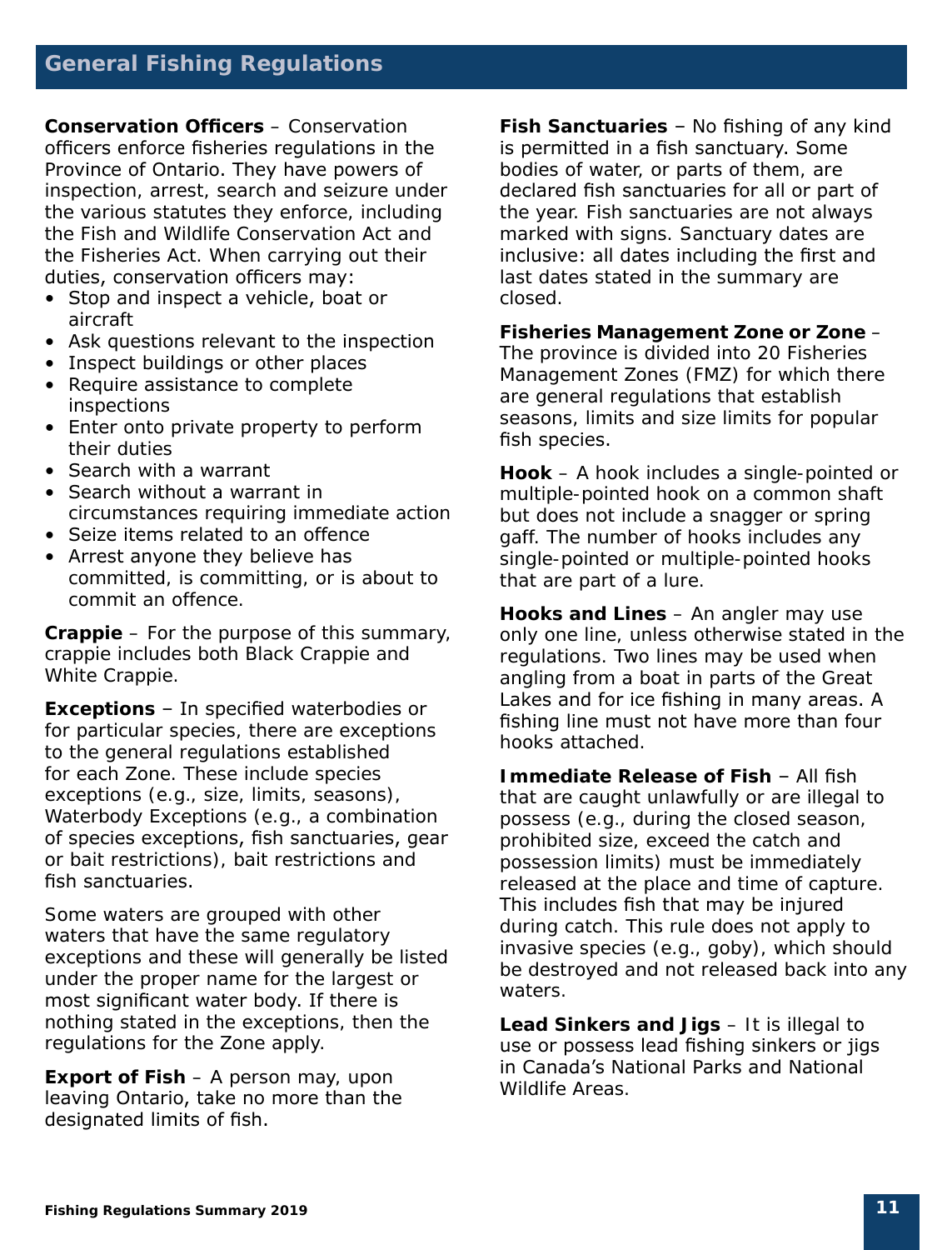## General Fishing Regulations

**Conservation Officers** – Conservation officers enforce fisheries regulations in the Province of Ontario. They have powers of inspection, arrest, search and seizure under the various statutes they enforce, including the Fish and Wildlife Conservation Act and the Fisheries Act. When carrying out their duties, conservation officers may:

- Stop and inspect a vehicle, boat or aircraft
- Ask questions relevant to the inspection
- Inspect buildings or other places
- Require assistance to complete inspections
- Enter onto private property to perform their duties
- Search with a warrant
- Search without a warrant in circumstances requiring immediate action
- Seize items related to an offence
- Arrest anyone they believe has committed, is committing, or is about to commit an offence.

**Crappie** – For the purpose of this summary, crappie includes both Black Crappie and White Crappie.

**Exceptions** – In specified waterbodies or for particular species, there are exceptions to the general regulations established for each Zone. These include species exceptions (e.g., size, limits, seasons), Waterbody Exceptions (e.g., a combination of species exceptions, fish sanctuaries, gear or bait restrictions), bait restrictions and fish sanctuaries.

Some waters are grouped with other waters that have the same regulatory exceptions and these will generally be listed under the proper name for the largest or most significant water body. If there is nothing stated in the exceptions, then the regulations for the Zone apply.

**Export of Fish** – A person may, upon leaving Ontario, take no more than the designated limits of fish.

**Fish Sanctuaries** – No fishing of any kind is permitted in a fish sanctuary. Some bodies of water, or parts of them, are declared fish sanctuaries for all or part of the year. Fish sanctuaries are not always marked with signs. Sanctuary dates are inclusive: all dates including the first and last dates stated in the summary are closed.

**Fisheries Management Zone or Zone** – The province is divided into 20 Fisheries Management Zones (FMZ) for which there are general regulations that establish seasons, limits and size limits for popular fish species.

**Hook** – A hook includes a single-pointed or multiple-pointed hook on a common shaft but does not include a snagger or spring gaff. The number of hooks includes any single-pointed or multiple-pointed hooks that are part of a lure.

**Hooks and Lines** – An angler may use only one line, unless otherwise stated in the regulations. Two lines may be used when angling from a boat in parts of the Great Lakes and for ice fishing in many areas. A fishing line must not have more than four hooks attached.

**Immediate Release of Fish** – All fish that are caught unlawfully or are illegal to possess (e.g., during the closed season, prohibited size, exceed the catch and possession limits) must be immediately released at the place and time of capture. This includes fish that may be injured during catch. This rule does not apply to invasive species (e.g., goby), which should be destroyed and not released back into any waters.

**Lead Sinkers and Jigs** – It is illegal to use or possess lead fishing sinkers or jigs in Canada's National Parks and National Wildlife Areas.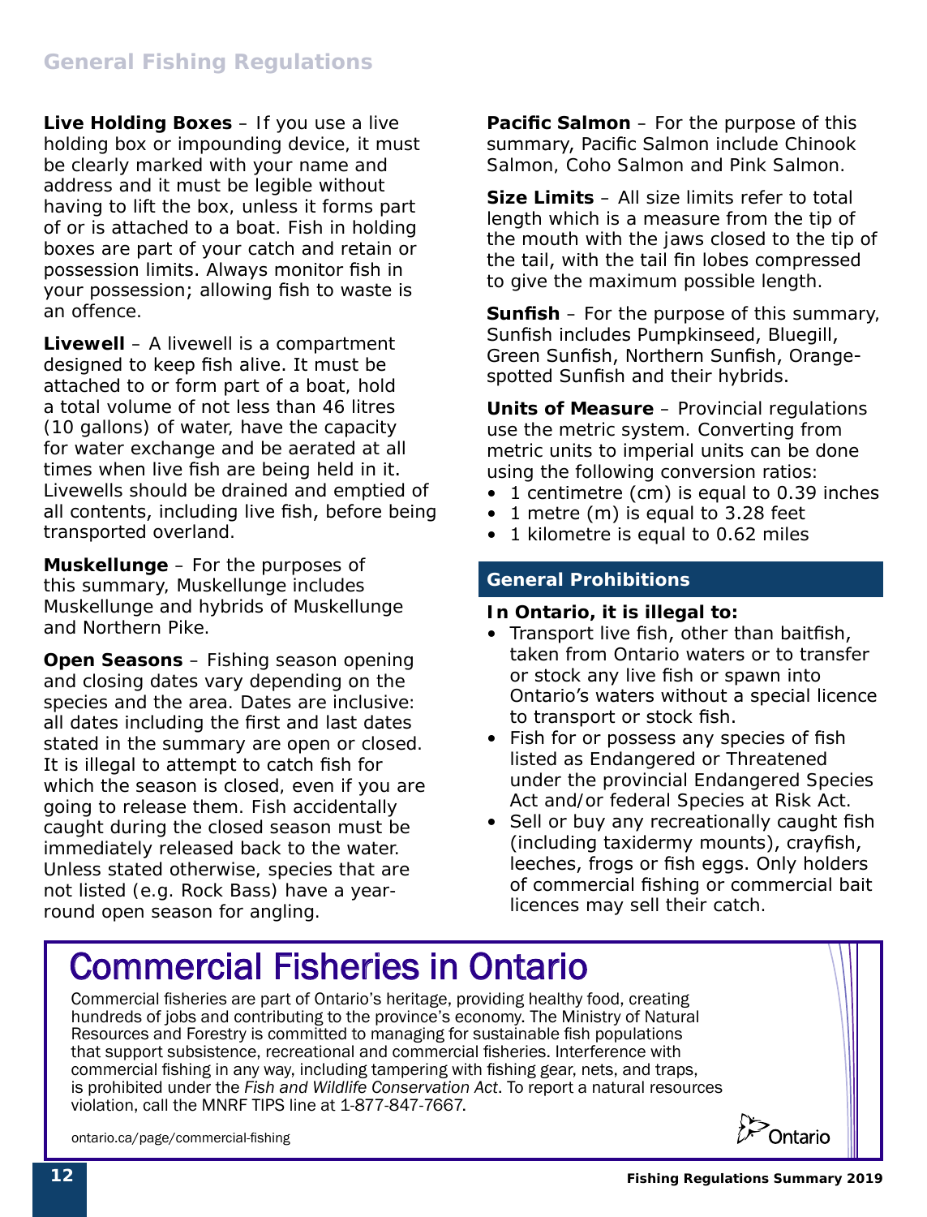**Live Holding Boxes** – If you use a live holding box or impounding device, it must be clearly marked with your name and address and it must be legible without having to lift the box, unless it forms part of or is attached to a boat. Fish in holding boxes are part of your catch and retain or possession limits. Always monitor fish in your possession; allowing fish to waste is an offence.

**Livewell** – A livewell is a compartment designed to keep fish alive. It must be attached to or form part of a boat, hold a total volume of not less than 46 litres (10 gallons) of water, have the capacity for water exchange and be aerated at all times when live fish are being held in it. Livewells should be drained and emptied of all contents, including live fish, before being transported overland.

**Muskellunge** – For the purposes of this summary, Muskellunge includes Muskellunge and hybrids of Muskellunge and Northern Pike.

**Open Seasons** – Fishing season opening and closing dates vary depending on the species and the area. Dates are inclusive: all dates including the first and last dates stated in the summary are open or closed. It is illegal to attempt to catch fish for which the season is closed, even if you are going to release them. Fish accidentally caught during the closed season must be immediately released back to the water. Unless stated otherwise, species that are not listed (e.g. Rock Bass) have a year-round open season for angling.

**Pacific Salmon** – For the purpose of this summary, Pacific Salmon include Chinook Salmon, Coho Salmon and Pink Salmon.

**Size Limits** – All size limits refer to total length which is a measure from the tip of the mouth with the jaws closed to the tip of the tail, with the tail fin lobes compressed to give the maximum possible length.

**Sunfish** – For the purpose of this summary, Sunfish includes Pumpkinseed, Bluegill, Green Sunfish, Northern Sunfish, Orange-spotted Sunfish and their hybrids.

**Units of Measure** – Provincial regulations use the metric system. Converting from metric units to imperial units can be done using the following conversion ratios:

- 1 centimetre (cm) is equal to 0.39 inches
- 1 metre (m) is equal to 3.28 feet
- 1 kilometre is equal to 0.62 miles

## General Prohibitions

**In Ontario, it is illegal to:**

- Transport live fish, other than baitfish, taken from Ontario waters or to transfer or stock any live fish or spawn into Ontario's waters without a special licence to transport or stock fish.
- Fish for or possess any species of fish listed as Endangered or Threatened under the provincial Endangered Species Act and/or federal Species at Risk Act.
- Sell or buy any recreationally caught fish (including taxidermy mounts), crayfish, leeches, frogs or fish eggs. Only holders of commercial fishing or commercial bait licences may sell their catch.

# Commercial Fisheries in Ontario

Commercial fisheries are part of Ontario's heritage, providing healthy food, creating hundreds of jobs and contributing to the province's economy. The Ministry of Natural Resources and Forestry is committed to managing for sustainable fish populations that support subsistence, recreational and commercial fisheries. Interference with commercial fishing in any way, including tampering with fishing gear, nets, and traps, is prohibited under the *Fish and Wildlife Conservation Act*. To report a natural resources violation, call the MNRF TIPS line at 1-877-847-7667.

ontario.ca/page/commercial-fishing

Ontario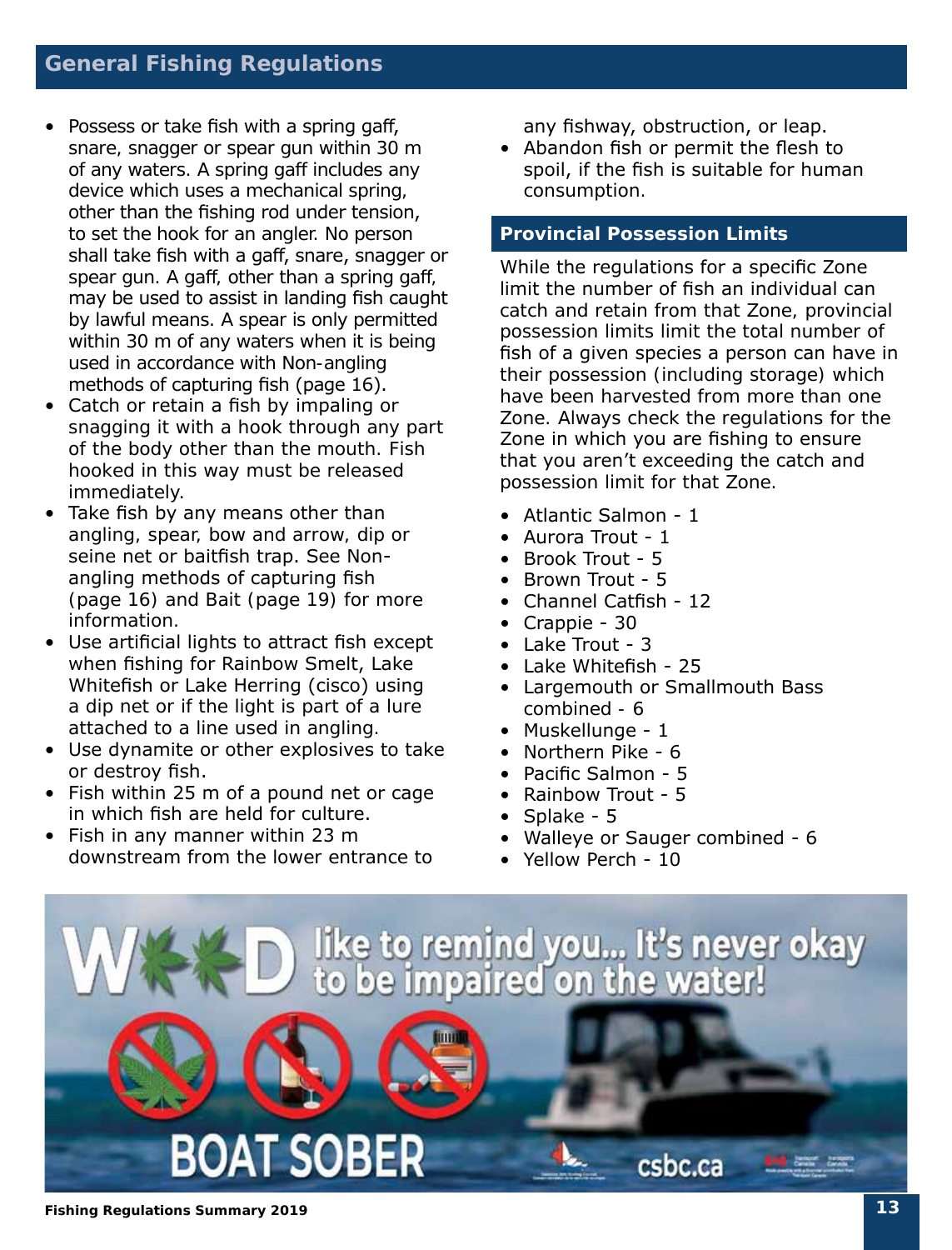## General Fishing Regulations

- Possess or take fish with a spring gaff, snare, snagger or spear gun within 30 m of any waters. A spring gaff includes any device which uses a mechanical spring, other than the fishing rod under tension, to set the hook for an angler. No person shall take fish with a gaff, snare, snagger or spear gun. A gaff, other than a spring gaff, may be used to assist in landing fish caught by lawful means. A spear is only permitted within 30 m of any waters when it is being used in accordance with Non-angling methods of capturing fish (page 16).
- Catch or retain a fish by impaling or snagging it with a hook through any part of the body other than the mouth. Fish hooked in this way must be released immediately.
- Take fish by any means other than angling, spear, bow and arrow, dip or seine net or baitfish trap. See Non-angling methods of capturing fish (page 16) and Bait (page 19) for more information.
- Use artificial lights to attract fish except when fishing for Rainbow Smelt, Lake Whitefish or Lake Herring (cisco) using a dip net or if the light is part of a lure attached to a line used in angling.
- Use dynamite or other explosives to take or destroy fish.
- Fish within 25 m of a pound net or cage in which fish are held for culture.
- Fish in any manner within 23 m downstream from the lower entrance to any fishway, obstruction, or leap.
- Abandon fish or permit the flesh to spoil, if the fish is suitable for human consumption.

### Provincial Possession Limits

While the regulations for a specific Zone limit the number of fish an individual can catch and retain from that Zone, provincial possession limits limit the total number of fish of a given species a person can have in their possession (including storage) which have been harvested from more than one Zone. Always check the regulations for the Zone in which you are fishing to ensure that you aren't exceeding the catch and possession limit for that Zone.

- Atlantic Salmon - 1
- Aurora Trout - 1
- Brook Trout - 5
- Brown Trout - 5
- Channel Catfish - 12
- Crappie - 30
- Lake Trout - 3
- Lake Whitefish - 25
- Largemouth or Smallmouth Bass combined - 6
- Muskellunge - 1
- Northern Pike - 6
- Pacific Salmon - 5
- Rainbow Trout - 5
- Splake - 5
- Walleye or Sauger combined - 6
- Yellow Perch - 10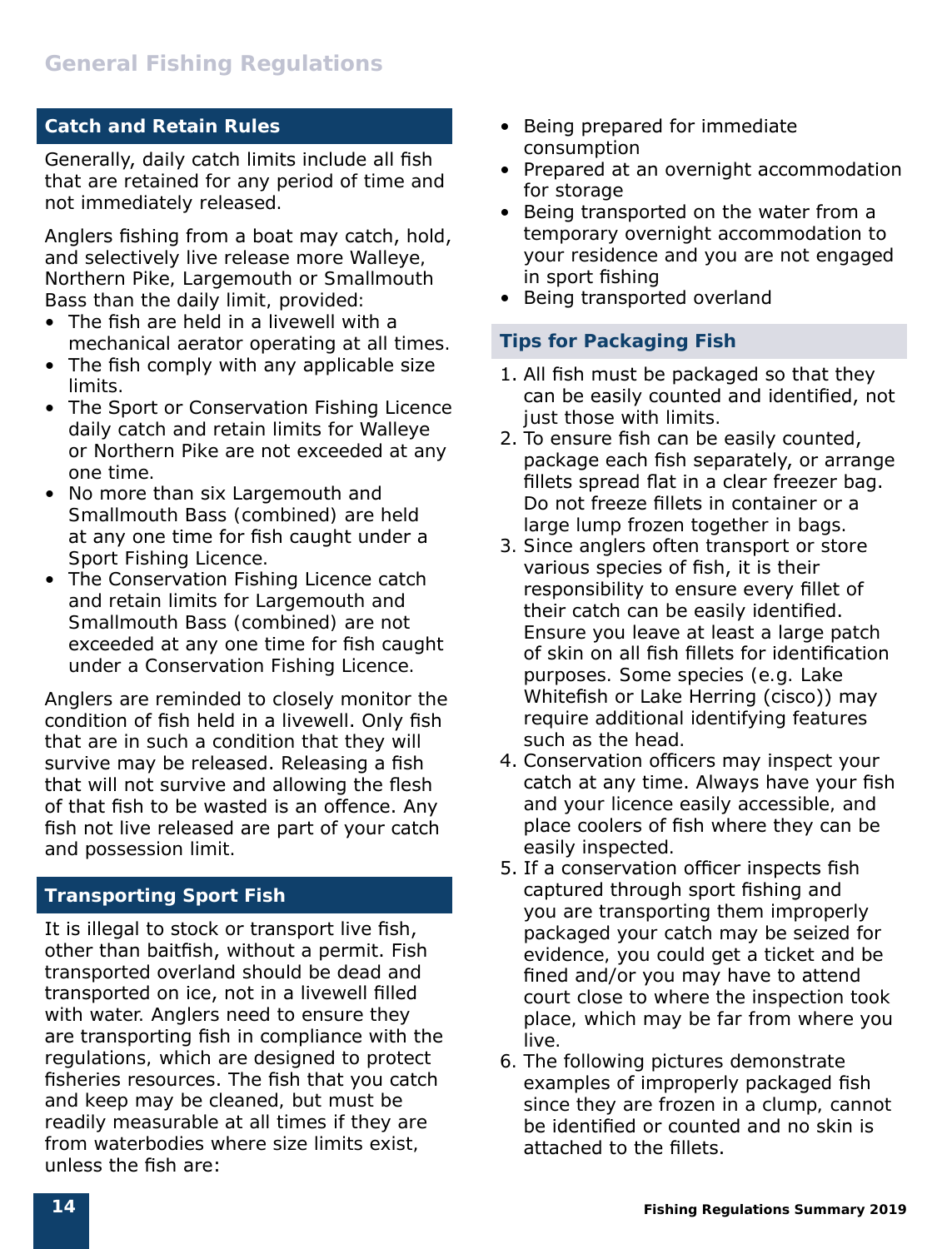## Catch and Retain Rules

Generally, daily catch limits include all fish that are retained for any period of time and not immediately released.

Anglers fishing from a boat may catch, hold, and selectively live release more Walleye, Northern Pike, Largemouth or Smallmouth Bass than the daily limit, provided:

- The fish are held in a livewell with a mechanical aerator operating at all times.
- The fish comply with any applicable size limits.
- The Sport or Conservation Fishing Licence daily catch and retain limits for Walleye or Northern Pike are not exceeded at any one time.
- No more than six Largemouth and Smallmouth Bass (combined) are held at any one time for fish caught under a Sport Fishing Licence.
- The Conservation Fishing Licence catch and retain limits for Largemouth and Smallmouth Bass (combined) are not exceeded at any one time for fish caught under a Conservation Fishing Licence.

Anglers are reminded to closely monitor the condition of fish held in a livewell. Only fish that are in such a condition that they will survive may be released. Releasing a fish that will not survive and allowing the flesh of that fish to be wasted is an offence. Any fish not live released are part of your catch and possession limit.

## Transporting Sport Fish

It is illegal to stock or transport live fish, other than baitfish, without a permit. Fish transported overland should be dead and transported on ice, not in a livewell filled with water. Anglers need to ensure they are transporting fish in compliance with the regulations, which are designed to protect fisheries resources. The fish that you catch and keep may be cleaned, but must be readily measurable at all times if they are from waterbodies where size limits exist, unless the fish are:

- Being prepared for immediate consumption
- Prepared at an overnight accommodation for storage
- Being transported on the water from a temporary overnight accommodation to your residence and you are not engaged in sport fishing
- Being transported overland

## Tips for Packaging Fish

1. All fish must be packaged so that they can be easily counted and identified, not just those with limits.
2. To ensure fish can be easily counted, package each fish separately, or arrange fillets spread flat in a clear freezer bag. Do not freeze fillets in container or a large lump frozen together in bags.
3. Since anglers often transport or store various species of fish, it is their responsibility to ensure every fillet of their catch can be easily identified. Ensure you leave at least a large patch of skin on all fish fillets for identification purposes. Some species (e.g. Lake Whitefish or Lake Herring (cisco)) may require additional identifying features such as the head.
4. Conservation officers may inspect your catch at any time. Always have your fish and your licence easily accessible, and place coolers of fish where they can be easily inspected.
5. If a conservation officer inspects fish captured through sport fishing and you are transporting them improperly packaged your catch may be seized for evidence, you could get a ticket and be fined and/or you may have to attend court close to where the inspection took place, which may be far from where you live.
6. The following pictures demonstrate examples of improperly packaged fish since they are frozen in a clump, cannot be identified or counted and no skin is attached to the fillets.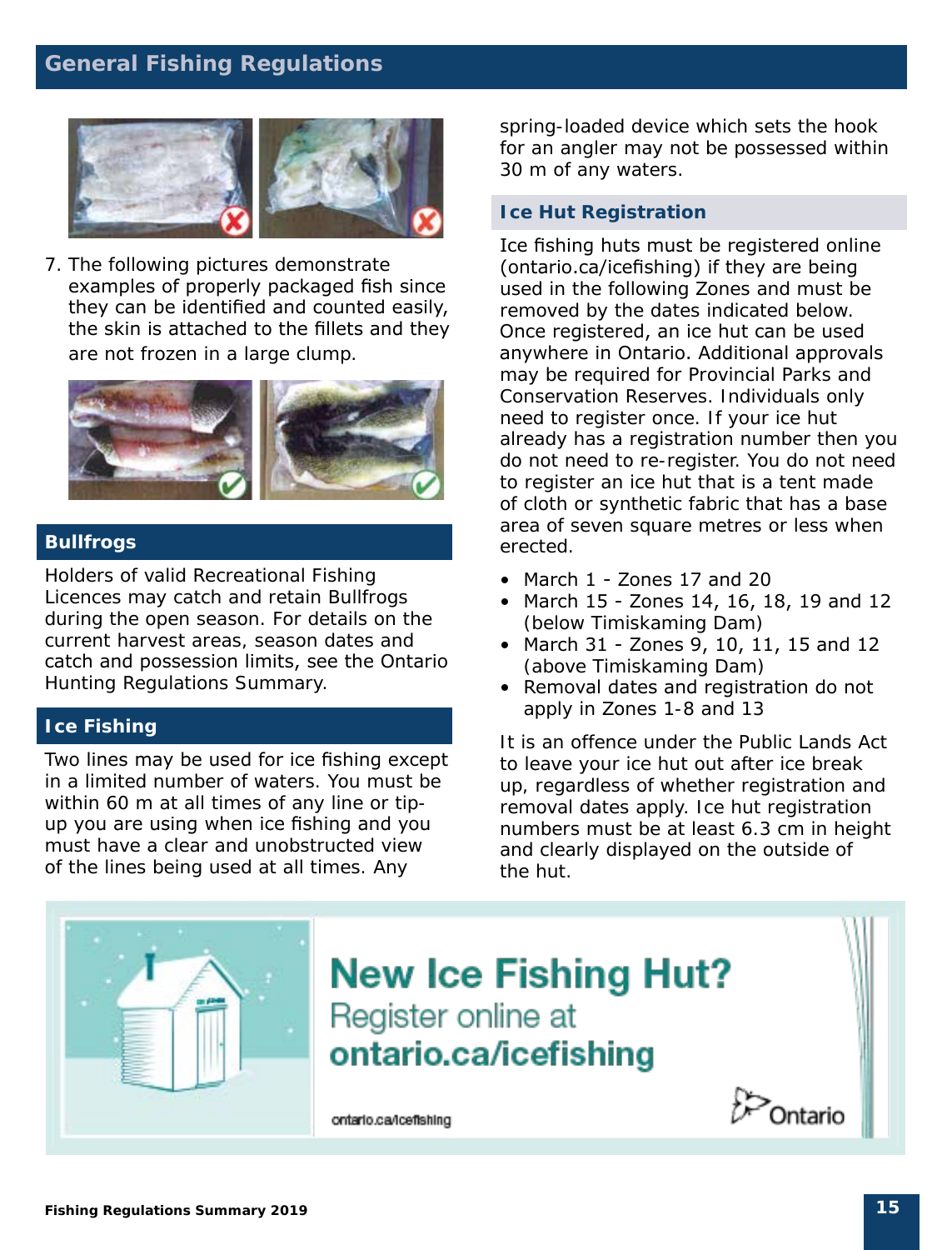7. The following pictures demonstrate examples of properly packaged fish since they can be identified and counted easily, the skin is attached to the fillets and they are not frozen in a large clump.

## Bullfrogs

Holders of valid Recreational Fishing Licences may catch and retain Bullfrogs during the open season. For details on the current harvest areas, season dates and catch and possession limits, see the Ontario Hunting Regulations Summary.

## Ice Fishing

Two lines may be used for ice fishing except in a limited number of waters. You must be within 60 m at all times of any line or tip-up you are using when ice fishing and you must have a clear and unobstructed view of the lines being used at all times. Any spring-loaded device which sets the hook for an angler may not be possessed within 30 m of any waters.

### Ice Hut Registration

Ice fishing huts must be registered online (ontario.ca/icefishing) if they are being used in the following Zones and must be removed by the dates indicated below. Once registered, an ice hut can be used anywhere in Ontario. Additional approvals may be required for Provincial Parks and Conservation Reserves. Individuals only need to register once. If your ice hut already has a registration number then you do not need to re-register. You do not need to register an ice hut that is a tent made of cloth or synthetic fabric that has a base area of seven square metres or less when erected.

- March 1 - Zones 17 and 20
- March 15 - Zones 14, 16, 18, 19 and 12 (below Timiskaming Dam)
- March 31 - Zones 9, 10, 11, 15 and 12 (above Timiskaming Dam)
- Removal dates and registration do not apply in Zones 1-8 and 13

It is an offence under the Public Lands Act to leave your ice hut out after ice break up, regardless of whether registration and removal dates apply. Ice hut registration numbers must be at least 6.3 cm in height and clearly displayed on the outside of the hut.

**New Ice Fishing Hut?**
Register online at
**ontario.ca/icefishing**

ontario.ca/icefishing

Ontario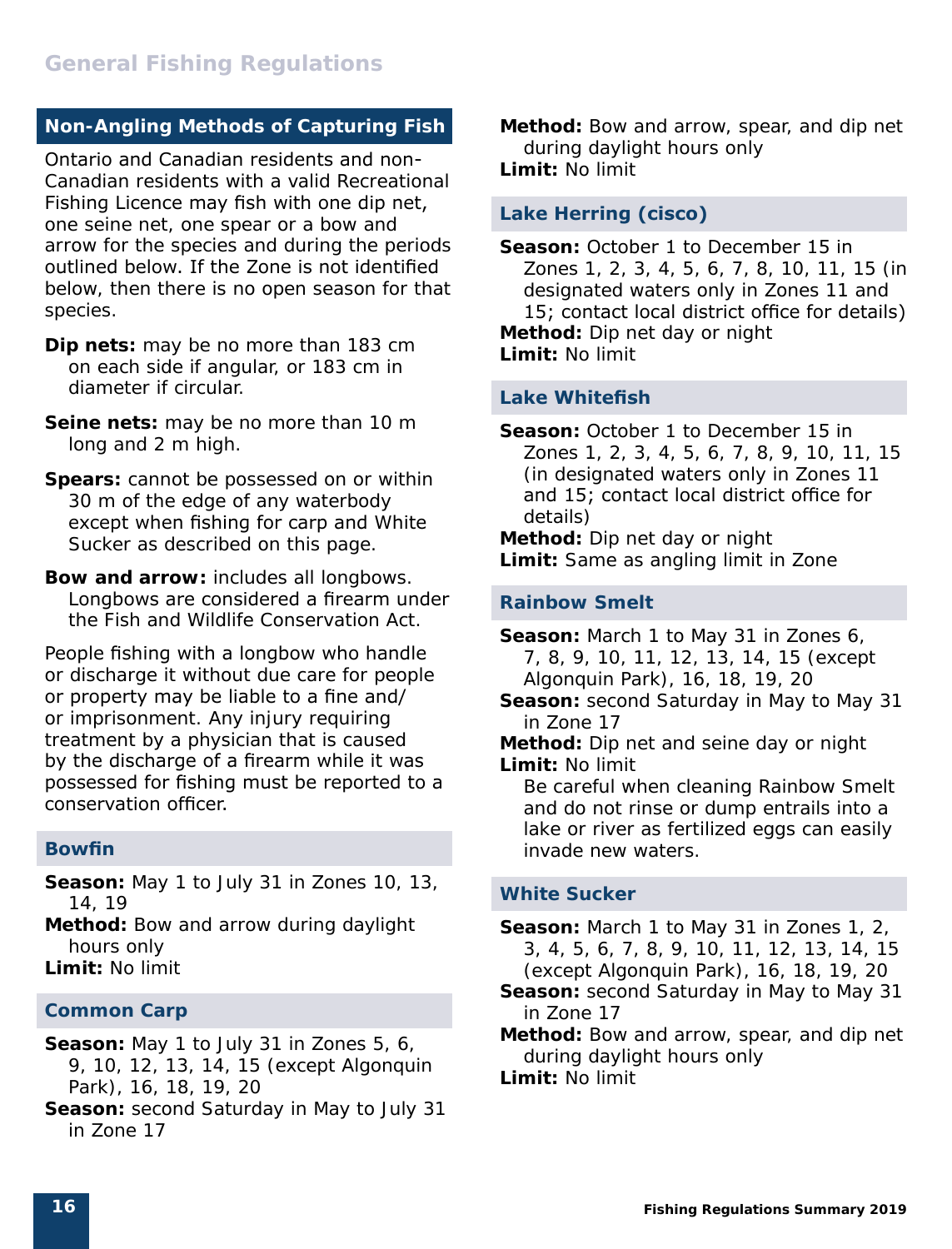## Non-Angling Methods of Capturing Fish

Ontario and Canadian residents and non-Canadian residents with a valid Recreational Fishing Licence may fish with one dip net, one seine net, one spear or a bow and arrow for the species and during the periods outlined below. If the Zone is not identified below, then there is no open season for that species.

**Dip nets:** may be no more than 183 cm on each side if angular, or 183 cm in diameter if circular.

**Seine nets:** may be no more than 10 m long and 2 m high.

**Spears:** cannot be possessed on or within 30 m of the edge of any waterbody except when fishing for carp and White Sucker as described on this page.

**Bow and arrow:** includes all longbows. Longbows are considered a firearm under the Fish and Wildlife Conservation Act.

People fishing with a longbow who handle or discharge it without due care for people or property may be liable to a fine and/or imprisonment. Any injury requiring treatment by a physician that is caused by the discharge of a firearm while it was possessed for fishing must be reported to a conservation officer.

### Bowfin

**Season:** May 1 to July 31 in Zones 10, 13, 14, 19
**Method:** Bow and arrow during daylight hours only
**Limit:** No limit

### Common Carp

**Season:** May 1 to July 31 in Zones 5, 6, 9, 10, 12, 13, 14, 15 (except Algonquin Park), 16, 18, 19, 20
**Season:** second Saturday in May to July 31 in Zone 17
**Method:** Bow and arrow, spear, and dip net during daylight hours only
**Limit:** No limit

### Lake Herring (cisco)

**Season:** October 1 to December 15 in Zones 1, 2, 3, 4, 5, 6, 7, 8, 10, 11, 15 (in designated waters only in Zones 11 and 15; contact local district office for details)
**Method:** Dip net day or night
**Limit:** No limit

### Lake Whitefish

**Season:** October 1 to December 15 in Zones 1, 2, 3, 4, 5, 6, 7, 8, 9, 10, 11, 15 (in designated waters only in Zones 11 and 15; contact local district office for details)
**Method:** Dip net day or night
**Limit:** Same as angling limit in Zone

### Rainbow Smelt

**Season:** March 1 to May 31 in Zones 6, 7, 8, 9, 10, 11, 12, 13, 14, 15 (except Algonquin Park), 16, 18, 19, 20
**Season:** second Saturday in May to May 31 in Zone 17
**Method:** Dip net and seine day or night
**Limit:** No limit
Be careful when cleaning Rainbow Smelt and do not rinse or dump entrails into a lake or river as fertilized eggs can easily invade new waters.

### White Sucker

**Season:** March 1 to May 31 in Zones 1, 2, 3, 4, 5, 6, 7, 8, 9, 10, 11, 12, 13, 14, 15 (except Algonquin Park), 16, 18, 19, 20
**Season:** second Saturday in May to May 31 in Zone 17
**Method:** Bow and arrow, spear, and dip net during daylight hours only
**Limit:** No limit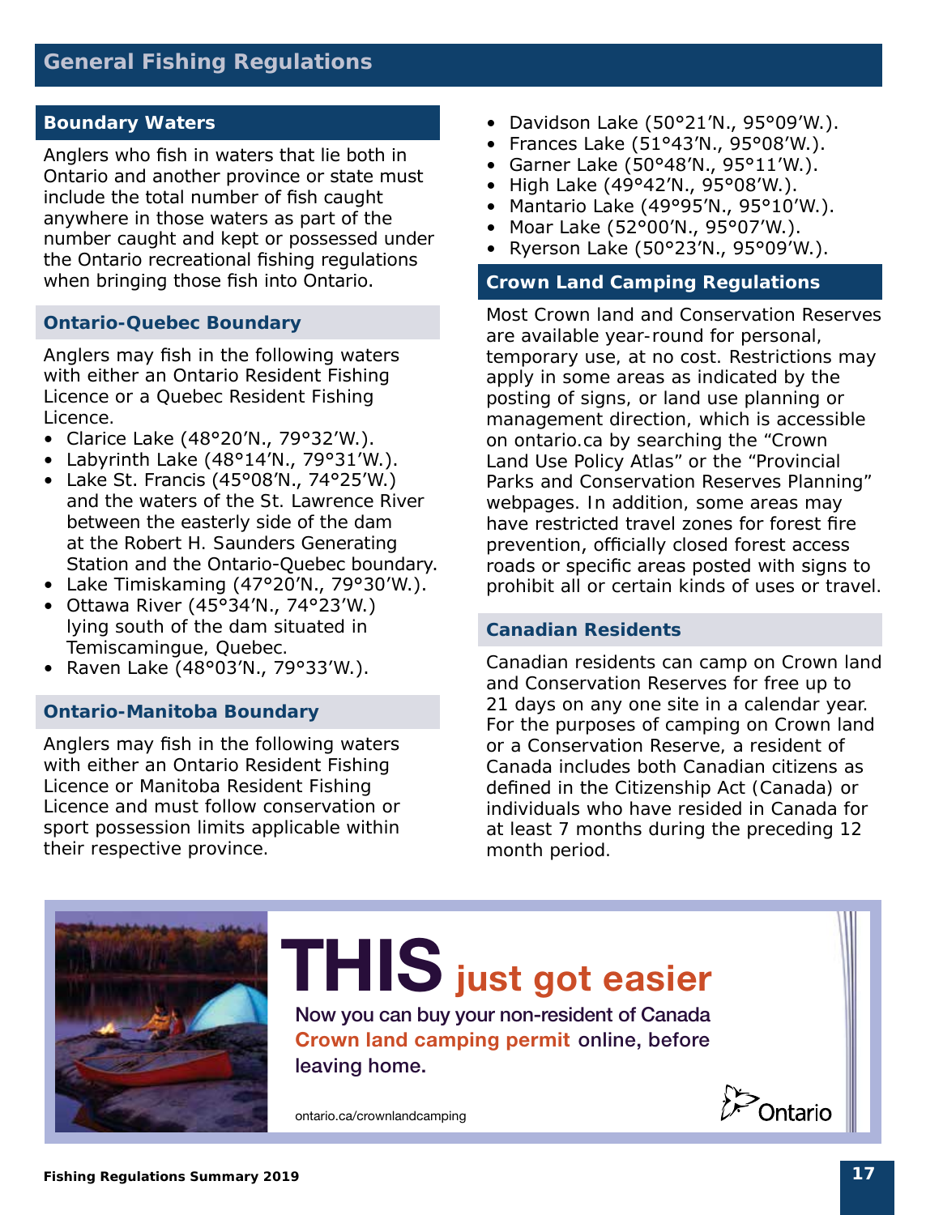# General Fishing Regulations

## Boundary Waters

Anglers who fish in waters that lie both in Ontario and another province or state must include the total number of fish caught anywhere in those waters as part of the number caught and kept or possessed under the Ontario recreational fishing regulations when bringing those fish into Ontario.

### Ontario-Quebec Boundary

Anglers may fish in the following waters with either an Ontario Resident Fishing Licence or a Quebec Resident Fishing Licence.

- Clarice Lake (48°20'N., 79°32'W.).
- Labyrinth Lake (48°14'N., 79°31'W.).
- Lake St. Francis (45°08'N., 74°25'W.) and the waters of the St. Lawrence River between the easterly side of the dam at the Robert H. Saunders Generating Station and the Ontario-Quebec boundary.
- Lake Timiskaming (47°20'N., 79°30'W.).
- Ottawa River (45°34'N., 74°23'W.) lying south of the dam situated in Temiscamingue, Quebec.
- Raven Lake (48°03'N., 79°33'W.).

### Ontario-Manitoba Boundary

Anglers may fish in the following waters with either an Ontario Resident Fishing Licence or Manitoba Resident Fishing Licence and must follow conservation or sport possession limits applicable within their respective province.

- Davidson Lake (50°21'N., 95°09'W.).
- Frances Lake (51°43'N., 95°08'W.).
- Garner Lake (50°48'N., 95°11'W.).
- High Lake (49°42'N., 95°08'W.).
- Mantario Lake (49°95'N., 95°10'W.).
- Moar Lake (52°00'N., 95°07'W.).
- Ryerson Lake (50°23'N., 95°09'W.).

## Crown Land Camping Regulations

Most Crown land and Conservation Reserves are available year-round for personal, temporary use, at no cost. Restrictions may apply in some areas as indicated by the posting of signs, or land use planning or management direction, which is accessible on ontario.ca by searching the "Crown Land Use Policy Atlas" or the "Provincial Parks and Conservation Reserves Planning" webpages. In addition, some areas may have restricted travel zones for forest fire prevention, officially closed forest access roads or specific areas posted with signs to prohibit all or certain kinds of uses or travel.

### Canadian Residents

Canadian residents can camp on Crown land and Conservation Reserves for free up to 21 days on any one site in a calendar year. For the purposes of camping on Crown land or a Conservation Reserve, a resident of Canada includes both Canadian citizens as defined in the Citizenship Act (Canada) or individuals who have resided in Canada for at least 7 months during the preceding 12 month period.

**THIS just got easier**

Now you can buy your non-resident of Canada **Crown land camping permit** online, before leaving home.

ontario.ca/crownlandcamping

Ontario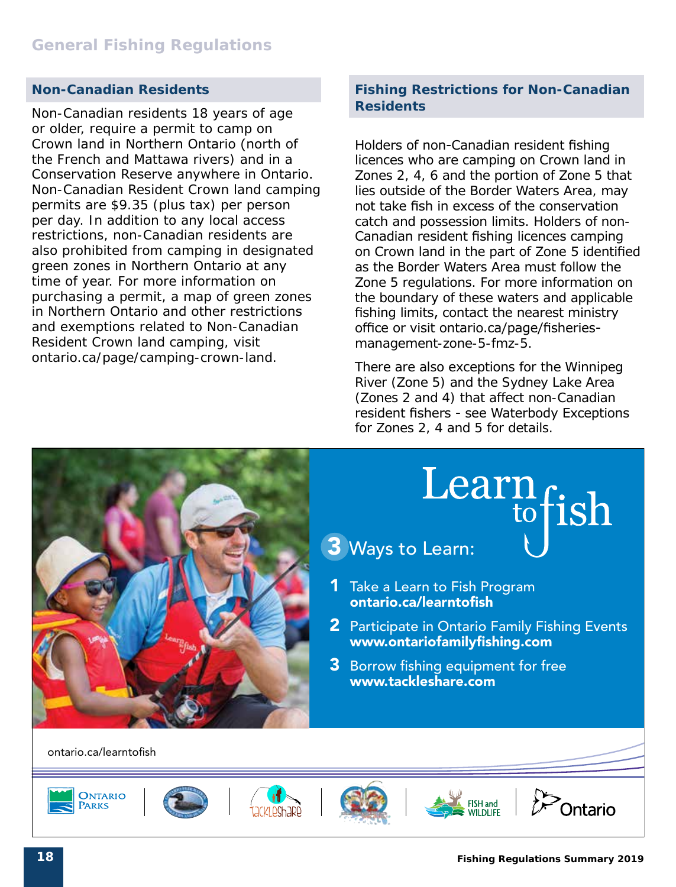## Non-Canadian Residents

Non-Canadian residents 18 years of age or older, require a permit to camp on Crown land in Northern Ontario (north of the French and Mattawa rivers) and in a Conservation Reserve anywhere in Ontario. Non-Canadian Resident Crown land camping permits are $9.35 (plus tax) per person per day. In addition to any local access restrictions, non-Canadian residents are also prohibited from camping in designated green zones in Northern Ontario at any time of year. For more information on purchasing a permit, a map of green zones in Northern Ontario and other restrictions and exemptions related to Non-Canadian Resident Crown land camping, visit ontario.ca/page/camping-crown-land.

## Fishing Restrictions for Non-Canadian Residents

Holders of non-Canadian resident fishing licences who are camping on Crown land in Zones 2, 4, 6 and the portion of Zone 5 that lies outside of the Border Waters Area, may not take fish in excess of the conservation catch and possession limits. Holders of non-Canadian resident fishing licences camping on Crown land in the part of Zone 5 identified as the Border Waters Area must follow the Zone 5 regulations. For more information on the boundary of these waters and applicable fishing limits, contact the nearest ministry office or visit ontario.ca/page/fisheries-management-zone-5-fmz-5.

There are also exceptions for the Winnipeg River (Zone 5) and the Sydney Lake Area (Zones 2 and 4) that affect non-Canadian resident fishers - see Waterbody Exceptions for Zones 2, 4 and 5 for details.

## Learn to fish

**3** Ways to Learn:

1. Take a Learn to Fish Program
   **ontario.ca/learntofish**
2. Participate in Ontario Family Fishing Events
   **www.ontariofamilyfishing.com**
3. Borrow fishing equipment for free
   **www.tackleshare.com**

ontario.ca/learntofish

Ontario Parks | TackleShare | Fish and Wildlife | Ontario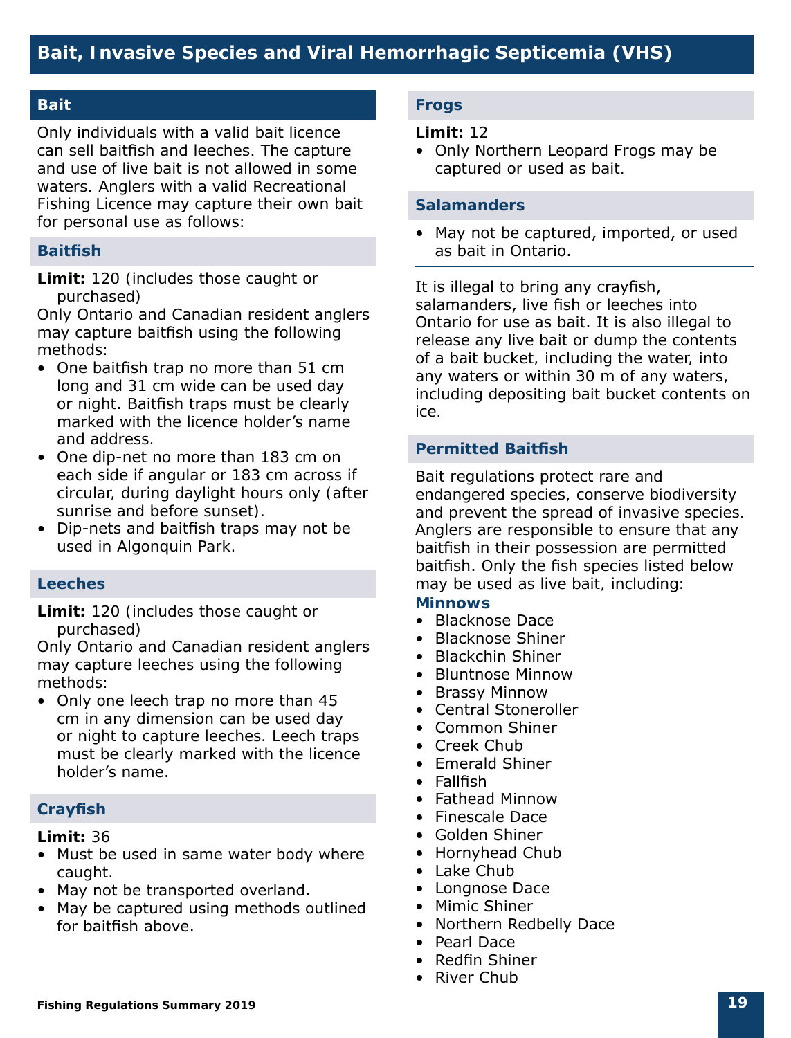# Bait, Invasive Species and Viral Hemorrhagic Septicemia (VHS)

## Bait

Only individuals with a valid bait licence can sell baitfish and leeches. The capture and use of live bait is not allowed in some waters. Anglers with a valid Recreational Fishing Licence may capture their own bait for personal use as follows:

### Baitfish

**Limit:** 120 (includes those caught or purchased)

Only Ontario and Canadian resident anglers may capture baitfish using the following methods:

- One baitfish trap no more than 51 cm long and 31 cm wide can be used day or night. Baitfish traps must be clearly marked with the licence holder's name and address.
- One dip-net no more than 183 cm on each side if angular or 183 cm across if circular, during daylight hours only (after sunrise and before sunset).
- Dip-nets and baitfish traps may not be used in Algonquin Park.

### Leeches

**Limit:** 120 (includes those caught or purchased)

Only Ontario and Canadian resident anglers may capture leeches using the following methods:

- Only one leech trap no more than 45 cm in any dimension can be used day or night to capture leeches. Leech traps must be clearly marked with the licence holder's name.

### Crayfish

**Limit:** 36

- Must be used in same water body where caught.
- May not be transported overland.
- May be captured using methods outlined for baitfish above.

### Frogs

**Limit:** 12

- Only Northern Leopard Frogs may be captured or used as bait.

### Salamanders

- May not be captured, imported, or used as bait in Ontario.

---

It is illegal to bring any crayfish, salamanders, live fish or leeches into Ontario for use as bait. It is also illegal to release any live bait or dump the contents of a bait bucket, including the water, into any waters or within 30 m of any waters, including depositing bait bucket contents on ice.

### Permitted Baitfish

Bait regulations protect rare and endangered species, conserve biodiversity and prevent the spread of invasive species. Anglers are responsible to ensure that any baitfish in their possession are permitted baitfish. Only the fish species listed below may be used as live bait, including:

#### Minnows

- Blacknose Dace
- Blacknose Shiner
- Blackchin Shiner
- Bluntnose Minnow
- Brassy Minnow
- Central Stoneroller
- Common Shiner
- Creek Chub
- Emerald Shiner
- Fallfish
- Fathead Minnow
- Finescale Dace
- Golden Shiner
- Hornyhead Chub
- Lake Chub
- Longnose Dace
- Mimic Shiner
- Northern Redbelly Dace
- Pearl Dace
- Redfin Shiner
- River Chub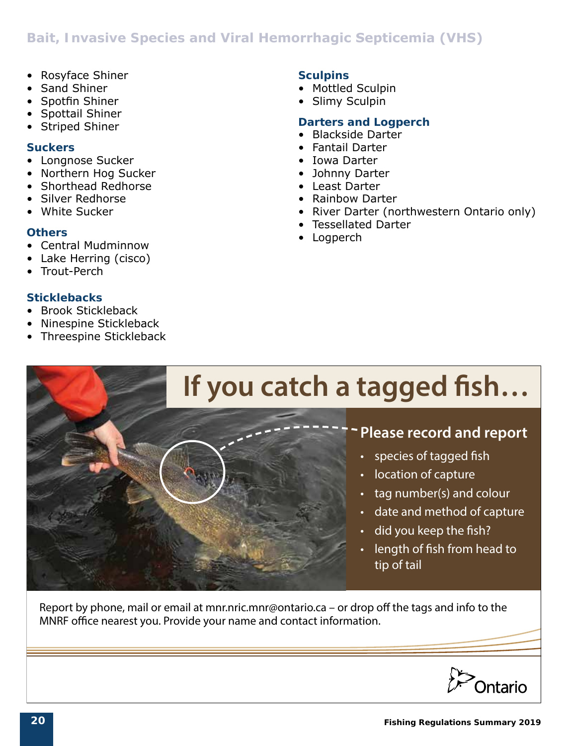- Rosyface Shiner
- Sand Shiner
- Spotfin Shiner
- Spottail Shiner
- Striped Shiner

### Suckers

- Longnose Sucker
- Northern Hog Sucker
- Shorthead Redhorse
- Silver Redhorse
- White Sucker

### Others

- Central Mudminnow
- Lake Herring (cisco)
- Trout-Perch

### Sticklebacks

- Brook Stickleback
- Ninespine Stickleback
- Threespine Stickleback

### Sculpins

- Mottled Sculpin
- Slimy Sculpin

### Darters and Logperch

- Blackside Darter
- Fantail Darter
- Iowa Darter
- Johnny Darter
- Least Darter
- Rainbow Darter
- River Darter (northwestern Ontario only)
- Tessellated Darter
- Logperch

## If you catch a tagged fish…

**Please record and report**

- species of tagged fish
- location of capture
- tag number(s) and colour
- date and method of capture
- did you keep the fish?
- length of fish from head to tip of tail

Report by phone, mail or email at mnr.nric.mnr@ontario.ca – or drop off the tags and info to the MNRF office nearest you. Provide your name and contact information.

Ontario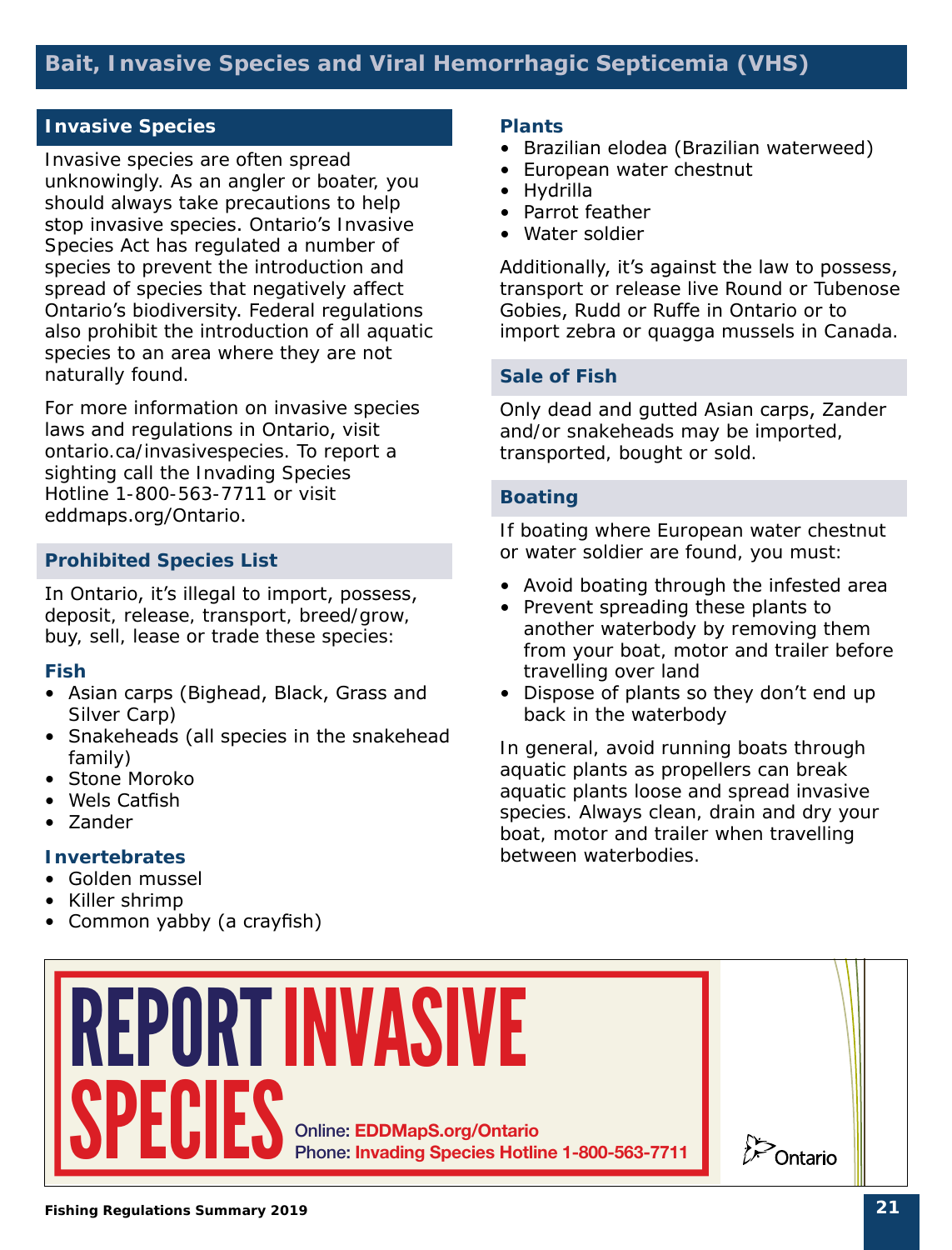# Bait, Invasive Species and Viral Hemorrhagic Septicemia (VHS)

## Invasive Species

Invasive species are often spread unknowingly. As an angler or boater, you should always take precautions to help stop invasive species. Ontario's Invasive Species Act has regulated a number of species to prevent the introduction and spread of species that negatively affect Ontario's biodiversity. Federal regulations also prohibit the introduction of all aquatic species to an area where they are not naturally found.

For more information on invasive species laws and regulations in Ontario, visit ontario.ca/invasivespecies. To report a sighting call the Invading Species Hotline 1-800-563-7711 or visit eddmaps.org/Ontario.

### Prohibited Species List

In Ontario, it's illegal to import, possess, deposit, release, transport, breed/grow, buy, sell, lease or trade these species:

#### Fish

- Asian carps (Bighead, Black, Grass and Silver Carp)
- Snakeheads (all species in the snakehead family)
- Stone Moroko
- Wels Catfish
- Zander

#### Invertebrates

- Golden mussel
- Killer shrimp
- Common yabby (a crayfish)

#### Plants

- Brazilian elodea (Brazilian waterweed)
- European water chestnut
- Hydrilla
- Parrot feather
- Water soldier

Additionally, it's against the law to possess, transport or release live Round or Tubenose Gobies, Rudd or Ruffe in Ontario or to import zebra or quagga mussels in Canada.

### Sale of Fish

Only dead and gutted Asian carps, Zander and/or snakeheads may be imported, transported, bought or sold.

### Boating

If boating where European water chestnut or water soldier are found, you must:

- Avoid boating through the infested area
- Prevent spreading these plants to another waterbody by removing them from your boat, motor and trailer before travelling over land
- Dispose of plants so they don't end up back in the waterbody

In general, avoid running boats through aquatic plants as propellers can break aquatic plants loose and spread invasive species. Always clean, drain and dry your boat, motor and trailer when travelling between waterbodies.

**REPORT INVASIVE SPECIES**

Online: EDDMapS.org/Ontario
Phone: Invading Species Hotline 1-800-563-7711

Ontario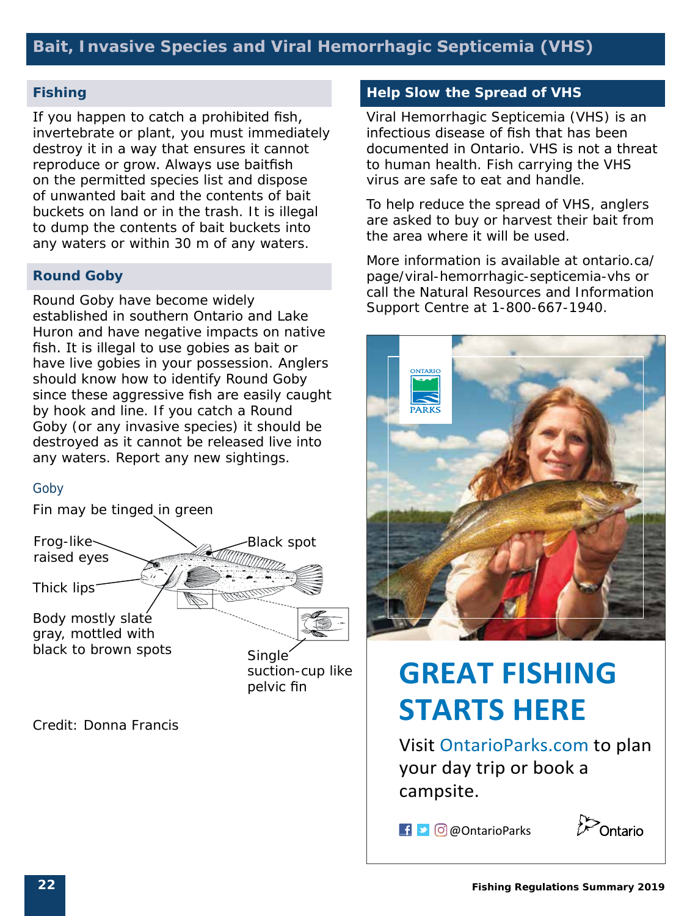# Bait, Invasive Species and Viral Hemorrhagic Septicemia (VHS)

## Fishing

If you happen to catch a prohibited fish, invertebrate or plant, you must immediately destroy it in a way that ensures it cannot reproduce or grow. Always use baitfish on the permitted species list and dispose of unwanted bait and the contents of bait buckets on land or in the trash. It is illegal to dump the contents of bait buckets into any waters or within 30 m of any waters.

## Round Goby

Round Goby have become widely established in southern Ontario and Lake Huron and have negative impacts on native fish. It is illegal to use gobies as bait or have live gobies in your possession. Anglers should know how to identify Round Goby since these aggressive fish are easily caught by hook and line. If you catch a Round Goby (or any invasive species) it should be destroyed as it cannot be released live into any waters. Report any new sightings.

Goby

Fin may be tinged in green

Frog-like raised eyes

Black spot

Thick lips

Body mostly slate gray, mottled with black to brown spots

Single suction-cup like pelvic fin

Credit: Donna Francis

## Help Slow the Spread of VHS

Viral Hemorrhagic Septicemia (VHS) is an infectious disease of fish that has been documented in Ontario. VHS is not a threat to human health. Fish carrying the VHS virus are safe to eat and handle.

To help reduce the spread of VHS, anglers are asked to buy or harvest their bait from the area where it will be used.

More information is available at ontario.ca/page/viral-hemorrhagic-septicemia-vhs or call the Natural Resources and Information Support Centre at 1-800-667-1940.

ONTARIO PARKS

**GREAT FISHING STARTS HERE**

Visit OntarioParks.com to plan your day trip or book a campsite.

@OntarioParks

Ontario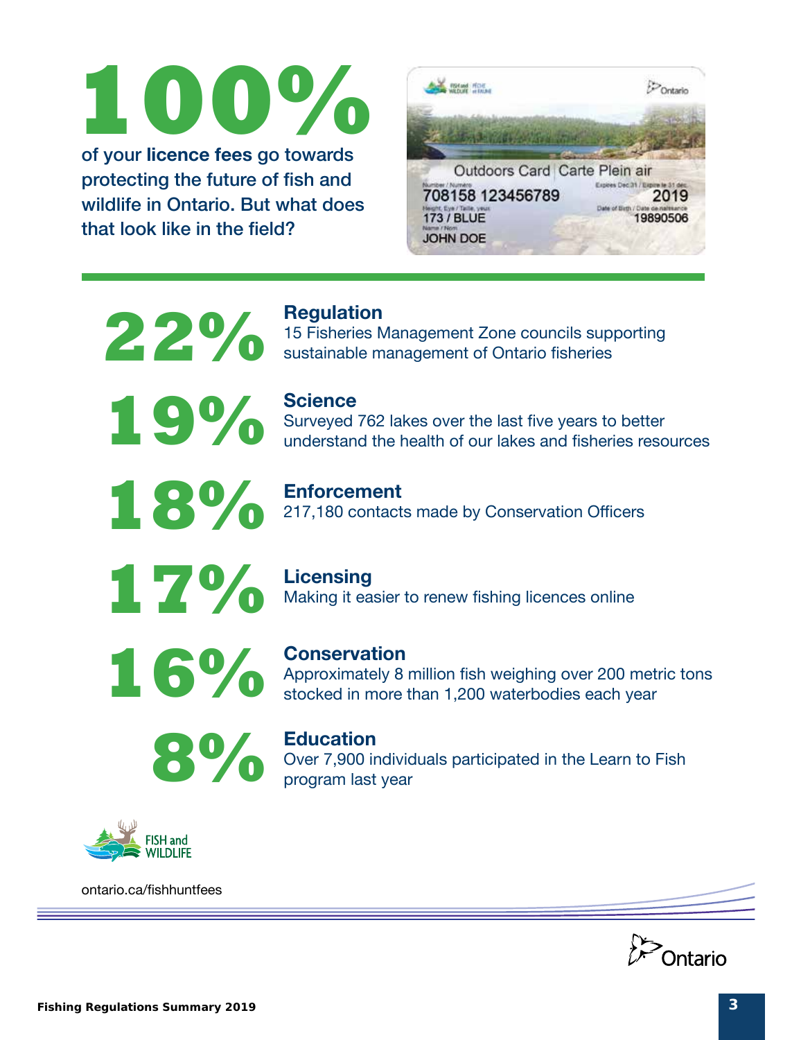# 100%

of your **licence fees** go towards protecting the future of fish and wildlife in Ontario. But what does that look like in the field?

Outdoors Card | Carte Plein air

Number / Numéro
708158 123456789

Expires Dec 31 / Expire le 31 déc
2019

Height, Eye / Taille, yeux
173 / BLUE

Date of Birth / Date de naissance
19890506

Name / Nom
JOHN DOE

**22%** **Regulation**
15 Fisheries Management Zone councils supporting sustainable management of Ontario fisheries

**19%** **Science**
Surveyed 762 lakes over the last five years to better understand the health of our lakes and fisheries resources

**18%** **Enforcement**
217,180 contacts made by Conservation Officers

**17%** **Licensing**
Making it easier to renew fishing licences online

**16%** **Conservation**
Approximately 8 million fish weighing over 200 metric tons stocked in more than 1,200 waterbodies each year

**8%** **Education**
Over 7,900 individuals participated in the Learn to Fish program last year

FISH and WILDLIFE

ontario.ca/fishhuntfees

Ontario